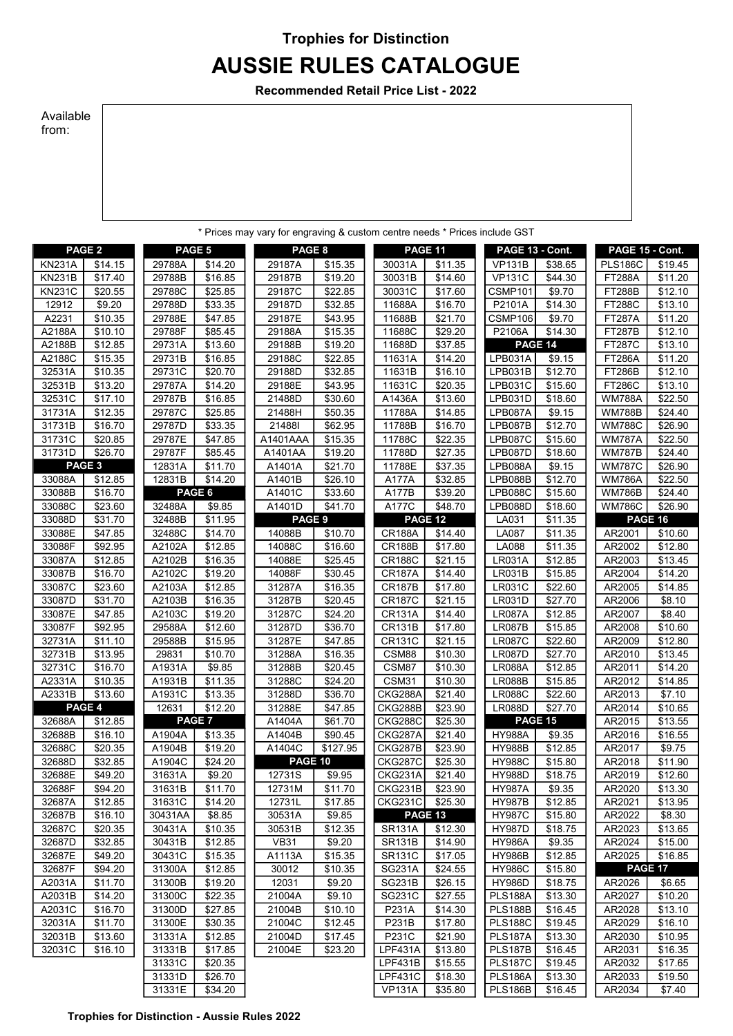Trophies for Distinction

# AUSSIE RULES CATALOGUE

**Recommended Retail Price List - 2022**

Available from:

\* Prices may vary for engraving & custom centre needs \* Prices include GST

### PAGE 2

| Code | Price |
|---|---|
| KN231A | $14.15 |
| KN231B | $17.40 |
| KN231C | $20.55 |
| 12912 | $9.20 |
| A2231 | $10.35 |
| A2188A | $10.10 |
| A2188B | $12.85 |
| A2188C | $15.35 |
| 32531A | $10.35 |
| 32531B | $13.20 |
| 32531C | $17.10 |
| 31731A | $12.35 |
| 31731B | $16.70 |
| 31731C | $20.85 |
| 31731D | $26.70 |

### PAGE 3

| Code | Price |
|---|---|
| 33088A | $12.85 |
| 33088B | $16.70 |
| 33088C | $23.60 |
| 33088D | $31.70 |
| 33088E | $47.85 |
| 33088F | $92.95 |
| 33087A | $12.85 |
| 33087B | $16.70 |
| 33087C | $23.60 |
| 33087D | $31.70 |
| 33087E | $47.85 |
| 33087F | $92.95 |
| 32731A | $11.10 |
| 32731B | $13.95 |
| 32731C | $16.70 |
| A2331A | $10.35 |
| A2331B | $13.60 |

### PAGE 4

| Code | Price |
|---|---|
| 32688A | $12.85 |
| 32688B | $16.10 |
| 32688C | $20.35 |
| 32688D | $32.85 |
| 32688E | $49.20 |
| 32688F | $94.20 |
| 32687A | $12.85 |
| 32687B | $16.10 |
| 32687C | $20.35 |
| 32687D | $32.85 |
| 32687E | $49.20 |
| 32687F | $94.20 |
| A2031A | $11.70 |
| A2031B | $14.20 |
| A2031C | $16.70 |
| 32031A | $11.70 |
| 32031B | $13.60 |
| 32031C | $16.10 |

### PAGE 5

| Code | Price |
|---|---|
| 29788A | $14.20 |
| 29788B | $16.85 |
| 29788C | $25.85 |
| 29788D | $33.35 |
| 29788E | $47.85 |
| 29788F | $85.45 |
| 29731A | $13.60 |
| 29731B | $16.85 |
| 29731C | $20.70 |
| 29787A | $14.20 |
| 29787B | $16.85 |
| 29787C | $25.85 |
| 29787D | $33.35 |
| 29787E | $47.85 |
| 29787F | $85.45 |
| 12831A | $11.70 |
| 12831B | $14.20 |

### PAGE 6

| Code | Price |
|---|---|
| 32488A | $9.85 |
| 32488B | $11.95 |
| 32488C | $14.70 |
| A2102A | $12.85 |
| A2102B | $16.35 |
| A2102C | $19.20 |
| A2103A | $12.85 |
| A2103B | $16.35 |
| A2103C | $19.20 |
| 29588A | $12.60 |
| 29588B | $15.95 |
| 29831 | $10.70 |
| A1931A | $9.85 |
| A1931B | $11.35 |
| A1931C | $13.35 |
| 12631 | $12.20 |

### PAGE 7

| Code | Price |
|---|---|
| A1904A | $13.35 |
| A1904B | $19.20 |
| A1904C | $24.20 |
| 31631A | $9.20 |
| 31631B | $11.70 |
| 31631C | $14.20 |
| 30431AA | $8.85 |
| 30431A | $10.35 |
| 30431B | $12.85 |
| 30431C | $15.35 |
| 31300A | $12.85 |
| 31300B | $19.20 |
| 31300C | $22.35 |
| 31300D | $27.85 |
| 31300E | $30.35 |
| 31331A | $12.85 |
| 31331B | $17.85 |
| 31331C | $20.35 |
| 31331D | $26.70 |
| 31331E | $34.20 |

### PAGE 8

| Code | Price |
|---|---|
| 29187A | $15.35 |
| 29187B | $19.20 |
| 29187C | $22.85 |
| 29187D | $32.85 |
| 29187E | $43.95 |
| 29188A | $15.35 |
| 29188B | $19.20 |
| 29188C | $22.85 |
| 29188D | $32.85 |
| 29188E | $43.95 |
| 21488D | $30.60 |
| 21488H | $50.35 |
| 21488I | $62.95 |
| A1401AAA | $15.35 |
| A1401AA | $19.20 |
| A1401A | $21.70 |
| A1401B | $26.10 |
| A1401C | $33.60 |
| A1401D | $41.70 |

### PAGE 9

| Code | Price |
|---|---|
| 14088B | $10.70 |
| 14088C | $16.60 |
| 14088E | $25.45 |
| 14088F | $30.45 |
| 31287A | $16.35 |
| 31287B | $20.45 |
| 31287C | $24.20 |
| 31287D | $36.70 |
| 31287E | $47.85 |
| 31288A | $16.35 |
| 31288B | $20.45 |
| 31288C | $24.20 |
| 31288D | $36.70 |
| 31288E | $47.85 |
| A1404A | $61.70 |
| A1404B | $90.45 |
| A1404C | $127.95 |

### PAGE 10

| Code | Price |
|---|---|
| 12731S | $9.95 |
| 12731M | $11.70 |
| 12731L | $17.85 |
| 30531A | $9.85 |
| 30531B | $12.35 |
| VB31 | $9.20 |
| A1113A | $15.35 |
| 30012 | $10.35 |
| 12031 | $9.20 |
| 21004A | $9.10 |
| 21004B | $10.10 |
| 21004C | $12.45 |
| 21004D | $17.45 |
| 21004E | $23.20 |

### PAGE 11

| Code | Price |
|---|---|
| 30031A | $11.35 |
| 30031B | $14.60 |
| 30031C | $17.60 |
| 11688A | $16.70 |
| 11688B | $21.70 |
| 11688C | $29.20 |
| 11688D | $37.85 |
| 11631A | $14.20 |
| 11631B | $16.10 |
| 11631C | $20.35 |
| A1436A | $13.60 |
| 11788A | $14.85 |
| 11788B | $16.70 |
| 11788C | $22.35 |
| 11788D | $27.35 |
| 11788E | $37.35 |
| A177A | $32.85 |
| A177B | $39.20 |
| A177C | $48.70 |

### PAGE 12

| Code | Price |
|---|---|
| CR188A | $14.40 |
| CR188B | $17.80 |
| CR188C | $21.15 |
| CR187A | $14.40 |
| CR187B | $17.80 |
| CR187C | $21.15 |
| CR131A | $14.40 |
| CR131B | $17.80 |
| CR131C | $21.15 |
| CSM88 | $10.30 |
| CSM87 | $10.30 |
| CSM31 | $10.30 |
| CKG288A | $21.40 |
| CKG288B | $23.90 |
| CKG288C | $25.30 |
| CKG287A | $21.40 |
| CKG287B | $23.90 |
| CKG287C | $25.30 |
| CKG231A | $21.40 |
| CKG231B | $23.90 |
| CKG231C | $25.30 |

### PAGE 13

| Code | Price |
|---|---|
| SR131A | $12.30 |
| SR131B | $14.90 |
| SR131C | $17.05 |
| SG231A | $24.55 |
| SG231B | $26.15 |
| SG231C | $27.55 |
| P231A | $14.30 |
| P231B | $17.80 |
| P231C | $21.90 |
| LPF431A | $13.80 |
| LPF431B | $15.55 |
| LPF431C | $18.30 |
| VP131A | $35.80 |

### PAGE 13 - Cont.

| Code | Price |
|---|---|
| VP131B | $38.65 |
| VP131C | $44.30 |
| CSMP101 | $9.70 |
| P2101A | $14.30 |
| CSMP106 | $9.70 |
| P2106A | $14.30 |

### PAGE 14

| Code | Price |
|---|---|
| LPB031A | $9.15 |
| LPB031B | $12.70 |
| LPB031C | $15.60 |
| LPB031D | $18.60 |
| LPB087A | $9.15 |
| LPB087B | $12.70 |
| LPB087C | $15.60 |
| LPB087D | $18.60 |
| LPB088A | $9.15 |
| LPB088B | $12.70 |
| LPB088C | $15.60 |
| LPB088D | $18.60 |
| LA031 | $11.35 |
| LA087 | $11.35 |
| LA088 | $11.35 |
| LR031A | $12.85 |
| LR031B | $15.85 |
| LR031C | $22.60 |
| LR031D | $27.70 |
| LR087A | $12.85 |
| LR087B | $15.85 |
| LR087C | $22.60 |
| LR087D | $27.70 |
| LR088A | $12.85 |
| LR088B | $15.85 |
| LR088C | $22.60 |
| LR088D | $27.70 |

### PAGE 15

| Code | Price |
|---|---|
| HY988A | $9.35 |
| HY988B | $12.85 |
| HY988C | $15.80 |
| HY988D | $18.75 |
| HY987A | $9.35 |
| HY987B | $12.85 |
| HY987C | $15.80 |
| HY987D | $18.75 |
| HY986A | $9.35 |
| HY986B | $12.85 |
| HY986C | $15.80 |
| HY986D | $18.75 |
| PLS188A | $13.30 |
| PLS188B | $16.45 |
| PLS188C | $19.45 |
| PLS187A | $13.30 |
| PLS187B | $16.45 |
| PLS187C | $19.45 |
| PLS186A | $13.30 |
| PLS186B | $16.45 |

### PAGE 15 - Cont.

| Code | Price |
|---|---|
| PLS186C | $19.45 |
| FT288A | $11.20 |
| FT288B | $12.10 |
| FT288C | $13.10 |
| FT287A | $11.20 |
| FT287B | $12.10 |
| FT287C | $13.10 |
| FT286A | $11.20 |
| FT286B | $12.10 |
| FT286C | $13.10 |
| WM788A | $22.50 |
| WM788B | $24.40 |
| WM788C | $26.90 |
| WM787A | $22.50 |
| WM787B | $24.40 |
| WM787C | $26.90 |
| WM786A | $22.50 |
| WM786B | $24.40 |
| WM786C | $26.90 |

### PAGE 16

| Code | Price |
|---|---|
| AR2001 | $10.60 |
| AR2002 | $12.80 |
| AR2003 | $13.45 |
| AR2004 | $14.20 |
| AR2005 | $14.85 |
| AR2006 | $8.10 |
| AR2007 | $8.40 |
| AR2008 | $10.60 |
| AR2009 | $12.80 |
| AR2010 | $13.45 |
| AR2011 | $14.20 |
| AR2012 | $14.85 |
| AR2013 | $7.10 |
| AR2014 | $10.65 |
| AR2015 | $13.55 |
| AR2016 | $16.55 |
| AR2017 | $9.75 |
| AR2018 | $11.90 |
| AR2019 | $12.60 |
| AR2020 | $13.30 |
| AR2021 | $13.95 |
| AR2022 | $8.30 |
| AR2023 | $13.65 |
| AR2024 | $15.00 |
| AR2025 | $16.85 |

### PAGE 17

| Code | Price |
|---|---|
| AR2026 | $6.65 |
| AR2027 | $10.20 |
| AR2028 | $13.10 |
| AR2029 | $16.10 |
| AR2030 | $10.95 |
| AR2031 | $16.35 |
| AR2032 | $17.65 |
| AR2033 | $19.50 |
| AR2034 | $7.40 |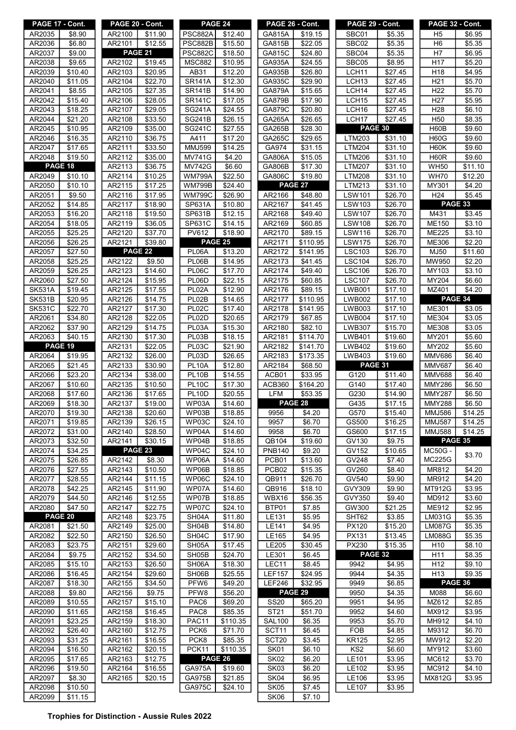| PAGE 17 - Cont. | |
|---|---|
| AR2035 | $8.90 |
| AR2036 | $6.80 |
| AR2037 | $9.00 |
| AR2038 | $9.65 |
| AR2039 | $10.40 |
| AR2040 | $11.05 |
| AR2041 | $8.55 |
| AR2042 | $15.40 |
| AR2043 | $18.25 |
| AR2044 | $21.20 |
| AR2045 | $10.95 |
| AR2046 | $16.35 |
| AR2047 | $17.65 |
| AR2048 | $19.50 |
| **PAGE 18** | |
| AR2049 | $10.10 |
| AR2050 | $10.10 |
| AR2051 | $9.50 |
| AR2052 | $14.85 |
| AR2053 | $16.20 |
| AR2054 | $18.05 |
| AR2055 | $25.25 |
| AR2056 | $26.25 |
| AR2057 | $27.50 |
| AR2058 | $25.25 |
| AR2059 | $26.25 |
| AR2060 | $27.50 |
| SK531A | $19.45 |
| SK531B | $20.95 |
| SK531C | $22.70 |
| AR2061 | $34.80 |
| AR2062 | $37.90 |
| AR2063 | $40.15 |
| **PAGE 19** | |
| AR2064 | $19.95 |
| AR2065 | $21.45 |
| AR2066 | $23.20 |
| AR2067 | $10.60 |
| AR2068 | $17.60 |
| AR2069 | $18.30 |
| AR2070 | $19.30 |
| AR2071 | $19.85 |
| AR2072 | $31.00 |
| AR2073 | $32.50 |
| AR2074 | $34.25 |
| AR2075 | $26.85 |
| AR2076 | $27.55 |
| AR2077 | $28.55 |
| AR2078 | $42.25 |
| AR2079 | $44.50 |
| AR2080 | $47.50 |
| **PAGE 20** | |
| AR2081 | $21.50 |
| AR2082 | $22.50 |
| AR2083 | $23.75 |
| AR2084 | $9.75 |
| AR2085 | $15.10 |
| AR2086 | $16.45 |
| AR2087 | $18.30 |
| AR2088 | $9.80 |
| AR2089 | $10.55 |
| AR2090 | $11.65 |
| AR2091 | $23.25 |
| AR2092 | $26.40 |
| AR2093 | $31.25 |
| AR2094 | $16.50 |
| AR2095 | $17.65 |
| AR2096 | $19.50 |
| AR2097 | $8.30 |
| AR2098 | $10.50 |
| AR2099 | $11.15 |

| PAGE 20 - Cont. | |
|---|---|
| AR2100 | $11.90 |
| AR2101 | $12.55 |
| **PAGE 21** | |
| AR2102 | $19.45 |
| AR2103 | $20.95 |
| AR2104 | $22.70 |
| AR2105 | $27.35 |
| AR2106 | $28.05 |
| AR2107 | $29.05 |
| AR2108 | $33.50 |
| AR2109 | $35.00 |
| AR2110 | $36.75 |
| AR2111 | $33.50 |
| AR2112 | $35.00 |
| AR2113 | $36.75 |
| AR2114 | $10.25 |
| AR2115 | $17.25 |
| AR2116 | $17.95 |
| AR2117 | $18.90 |
| AR2118 | $19.50 |
| AR2119 | $36.05 |
| AR2120 | $37.70 |
| AR2121 | $39.80 |
| **PAGE 22** | |
| AR2122 | $9.50 |
| AR2123 | $14.60 |
| AR2124 | $15.95 |
| AR2125 | $17.55 |
| AR2126 | $14.75 |
| AR2127 | $17.30 |
| AR2128 | $22.05 |
| AR2129 | $14.75 |
| AR2130 | $17.30 |
| AR2131 | $22.05 |
| AR2132 | $26.00 |
| AR2133 | $30.90 |
| AR2134 | $38.00 |
| AR2135 | $10.50 |
| AR2136 | $17.65 |
| AR2137 | $19.00 |
| AR2138 | $20.60 |
| AR2139 | $26.15 |
| AR2140 | $28.50 |
| AR2141 | $30.15 |
| **PAGE 23** | |
| AR2142 | $8.30 |
| AR2143 | $10.50 |
| AR2144 | $11.15 |
| AR2145 | $11.90 |
| AR2146 | $12.55 |
| AR2147 | $22.75 |
| AR2148 | $23.75 |
| AR2149 | $25.00 |
| AR2150 | $26.50 |
| AR2151 | $29.60 |
| AR2152 | $34.50 |
| AR2153 | $26.50 |
| AR2154 | $29.60 |
| AR2155 | $34.50 |
| AR2156 | $9.75 |
| AR2157 | $15.10 |
| AR2158 | $16.45 |
| AR2159 | $18.30 |
| AR2160 | $12.75 |
| AR2161 | $16.55 |
| AR2162 | $20.15 |
| AR2163 | $12.75 |
| AR2164 | $16.55 |
| AR2165 | $20.15 |

| PAGE 24 | |
|---|---|
| PSC882A | $12.40 |
| PSC882B | $15.50 |
| PSC882C | $18.50 |
| MSC882 | $10.95 |
| AB31 | $12.20 |
| SR141A | $12.30 |
| SR141B | $14.90 |
| SR141C | $17.05 |
| SG241A | $24.55 |
| SG241B | $26.15 |
| SG241C | $27.55 |
| A411 | $17.20 |
| MMJ599 | $14.25 |
| MV741G | $4.20 |
| MV742G | $6.60 |
| WM799A | $22.50 |
| WM799B | $24.40 |
| WM799C | $26.90 |
| SP631A | $10.80 |
| SP631B | $12.15 |
| SP631C | $14.15 |
| PV612 | $18.90 |
| **PAGE 25** | |
| PL06A | $13.20 |
| PL06B | $14.95 |
| PL06C | $17.70 |
| PL06D | $22.15 |
| PL02A | $12.90 |
| PL02B | $14.65 |
| PL02C | $17.40 |
| PL02D | $20.65 |
| PL03A | $15.30 |
| PL03B | $18.15 |
| PL03C | $21.90 |
| PL03D | $26.65 |
| PL10A | $12.80 |
| PL10B | $14.55 |
| PL10C | $17.30 |
| PL10D | $20.55 |
| WP03A | $14.60 |
| WP03B | $18.85 |
| WP03C | $24.10 |
| WP04A | $14.60 |
| WP04B | $18.85 |
| WP04C | $24.10 |
| WP06A | $14.60 |
| WP06B | $18.85 |
| WP06C | $24.10 |
| WP07A | $14.60 |
| WP07B | $18.85 |
| WP07C | $24.10 |
| SH04A | $11.80 |
| SH04B | $14.80 |
| SH04C | $17.90 |
| SH05A | $17.45 |
| SH05B | $24.70 |
| SH06A | $18.30 |
| SH06B | $25.55 |
| PFW6 | $49.20 |
| PFW8 | $56.20 |
| PAC6 | $69.20 |
| PAC8 | $85.35 |
| PAC11 | $110.35 |
| PCK6 | $71.70 |
| PCK8 | $85.35 |
| PCK11 | $110.35 |
| **PAGE 26** | |
| GA975A | $19.60 |
| GA975B | $21.85 |
| GA975C | $24.10 |

| PAGE 26 - Cont. | |
|---|---|
| GA815A | $19.15 |
| GA815B | $22.05 |
| GA815C | $24.80 |
| GA935A | $24.55 |
| GA935B | $26.80 |
| GA935C | $29.90 |
| GA879A | $15.65 |
| GA879B | $17.90 |
| GA879C | $20.80 |
| GA265A | $26.65 |
| GA265B | $28.30 |
| GA265C | $29.65 |
| GA974 | $31.15 |
| GA806A | $15.05 |
| GA806B | $17.30 |
| GA806C | $19.80 |
| **PAGE 27** | |
| AR2166 | $48.80 |
| AR2167 | $41.45 |
| AR2168 | $49.40 |
| AR2169 | $60.85 |
| AR2170 | $89.15 |
| AR2171 | $110.95 |
| AR2172 | $141.95 |
| AR2173 | $41.45 |
| AR2174 | $49.40 |
| AR2175 | $60.85 |
| AR2176 | $89.15 |
| AR2177 | $110.95 |
| AR2178 | $141.95 |
| AR2179 | $67.85 |
| AR2180 | $82.10 |
| AR2181 | $114.70 |
| AR2182 | $141.70 |
| AR2183 | $173.35 |
| AR2184 | $68.50 |
| ACB01 | $33.95 |
| ACB360 | $164.20 |
| LFM | $53.35 |
| **PAGE 28** | |
| 9956 | $4.20 |
| 9957 | $6.70 |
| 9958 | $6.70 |
| QB104 | $19.60 |
| PNB140 | $9.20 |
| PCB01 | $13.60 |
| PCB02 | $15.35 |
| QB911 | $26.70 |
| QB916 | $18.10 |
| WBX16 | $56.35 |
| BTP01 | $7.85 |
| LE131 | $5.95 |
| LE141 | $4.95 |
| LE165 | $4.95 |
| LE205 | $30.45 |
| LE301 | $6.45 |
| LEC11 | $8.45 |
| LEF157 | $24.95 |
| LEF246 | $32.95 |
| **PAGE 29** | |
| SS20 | $65.20 |
| ST21 | $51.70 |
| SAL100 | $6.35 |
| SCT11 | $6.45 |
| SCT20 | $3.45 |
| SK01 | $6.10 |
| SK02 | $6.20 |
| SK03 | $6.20 |
| SK04 | $6.95 |
| SK05 | $7.45 |
| SK06 | $7.10 |

| PAGE 29 - Cont. | |
|---|---|
| SBC01 | $5.35 |
| SBC02 | $5.35 |
| SBC04 | $5.35 |
| SBC05 | $8.95 |
| LCH11 | $27.45 |
| LCH13 | $27.45 |
| LCH14 | $27.45 |
| LCH15 | $27.45 |
| LCH16 | $27.45 |
| LCH17 | $27.45 |
| **PAGE 30** | |
| LTM203 | $31.10 |
| LTM204 | $31.10 |
| LTM206 | $31.10 |
| LTM207 | $31.10 |
| LTM208 | $31.10 |
| LTM213 | $31.10 |
| LSW101 | $26.70 |
| LSW103 | $26.70 |
| LSW107 | $26.70 |
| LSW108 | $26.70 |
| LSW116 | $26.70 |
| LSW175 | $26.70 |
| LSC103 | $26.70 |
| LSC104 | $26.70 |
| LSC106 | $26.70 |
| LSC107 | $26.70 |
| LWB001 | $17.10 |
| LWB002 | $17.10 |
| LWB003 | $17.10 |
| LWB004 | $17.10 |
| LWB307 | $15.70 |
| LWB401 | $19.60 |
| LWB402 | $19.60 |
| LWB403 | $19.60 |
| **PAGE 31** | |
| G120 | $11.40 |
| G140 | $17.40 |
| G230 | $14.90 |
| G435 | $17.15 |
| G570 | $15.40 |
| GS500 | $16.25 |
| GS600 | $17.15 |
| GV130 | $9.75 |
| GV152 | $10.65 |
| GV248 | $7.40 |
| GV260 | $8.40 |
| GV540 | $9.90 |
| GVY309 | $9.90 |
| GVY350 | $9.40 |
| GW300 | $21.25 |
| SHT62 | $3.85 |
| PX120 | $15.20 |
| PX131 | $13.45 |
| PX230 | $15.35 |
| **PAGE 32** | |
| 9942 | $4.95 |
| 9944 | $4.35 |
| 9949 | $6.85 |
| 9950 | $4.35 |
| 9951 | $4.95 |
| 9952 | $4.60 |
| 9953 | $5.70 |
| FOB | $4.85 |
| KR125 | $2.95 |
| KS2 | $6.60 |
| LE101 | $3.95 |
| LE102 | $3.95 |
| LE106 | $3.95 |
| LE107 | $3.95 |

| PAGE 32 - Cont. | |
|---|---|
| H5 | $6.95 |
| H6 | $5.35 |
| H7 | $6.95 |
| H17 | $5.20 |
| H18 | $4.95 |
| H21 | $5.70 |
| H22 | $5.70 |
| H27 | $5.95 |
| H28 | $6.10 |
| H50 | $8.35 |
| H60B | $9.60 |
| H60G | $9.60 |
| H60K | $9.60 |
| H60R | $9.60 |
| WH50 | $11.10 |
| WH70 | $12.20 |
| MY301 | $4.20 |
| H24 | $5.45 |
| **PAGE 33** | |
| M431 | $3.45 |
| ME150 | $3.10 |
| ME225 | $3.10 |
| ME306 | $2.20 |
| MJ50 | $11.60 |
| MW950 | $2.20 |
| MY103 | $3.10 |
| MY204 | $6.60 |
| MZ401 | $4.20 |
| **PAGE 34** | |
| ME301 | $3.05 |
| ME304 | $3.05 |
| ME308 | $3.05 |
| MY201 | $5.60 |
| MY202 | $5.60 |
| MMV686 | $6.40 |
| MMV687 | $6.40 |
| MMV688 | $6.40 |
| MMY286 | $6.50 |
| MMY287 | $6.50 |
| MMY288 | $6.50 |
| MMJ586 | $14.25 |
| MMJ587 | $14.25 |
| MMJ588 | $14.25 |
| **PAGE 35** | |
| MC50G - MC225G | $3.70 |
| MR812 | $4.20 |
| MR912 | $4.20 |
| MT912G | $3.95 |
| MD912 | $3.60 |
| ME912 | $2.95 |
| LM031G | $5.35 |
| LM087G | $5.35 |
| LM088G | $5.35 |
| H10 | $8.10 |
| H11 | $8.35 |
| H12 | $9.10 |
| H13 | $9.35 |
| **PAGE 36** | |
| M088 | $6.60 |
| MZ612 | $2.85 |
| MX912 | $3.95 |
| MH912 | $4.10 |
| M9312 | $6.70 |
| MW912 | $2.20 |
| MY912 | $3.60 |
| MC612 | $3.70 |
| MC912 | $4.10 |
| MX812G | $3.95 |

**Trophies for Distinction - Aussie Rules 2022**